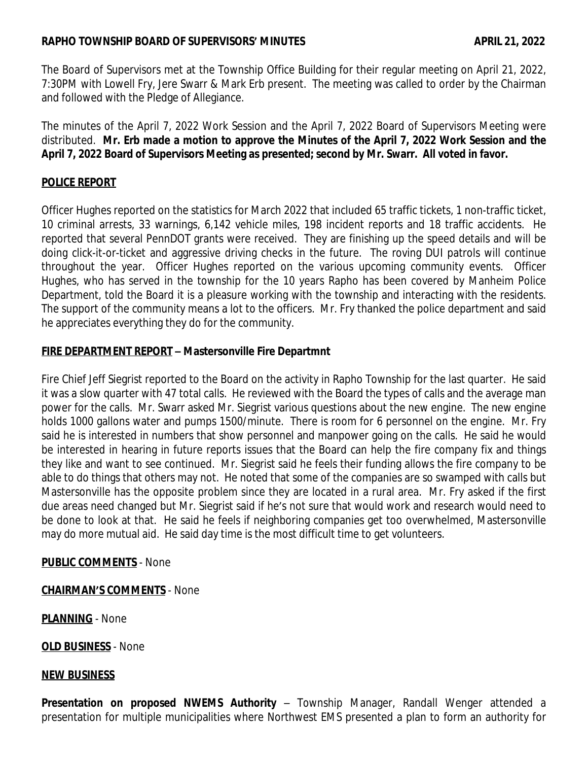**RAPHO TOWNSHIP BOARD OF SUPERVISORS' MINUTES** **APRIL 21, 2022**

The Board of Supervisors met at the Township Office Building for their regular meeting on April 21, 2022, 7:30PM with Lowell Fry, Jere Swarr & Mark Erb present. The meeting was called to order by the Chairman and followed with the Pledge of Allegiance.

The minutes of the April 7, 2022 Work Session and the April 7, 2022 Board of Supervisors Meeting were distributed. **Mr. Erb made a motion to approve the Minutes of the April 7, 2022 Work Session and the April 7, 2022 Board of Supervisors Meeting as presented; second by Mr. Swarr. All voted in favor.**

**POLICE REPORT**

Officer Hughes reported on the statistics for March 2022 that included 65 traffic tickets, 1 non-traffic ticket, 10 criminal arrests, 33 warnings, 6,142 vehicle miles, 198 incident reports and 18 traffic accidents. He reported that several PennDOT grants were received. They are finishing up the speed details and will be doing click-it-or-ticket and aggressive driving checks in the future. The roving DUI patrols will continue throughout the year. Officer Hughes reported on the various upcoming community events. Officer Hughes, who has served in the township for the 10 years Rapho has been covered by Manheim Police Department, told the Board it is a pleasure working with the township and interacting with the residents. The support of the community means a lot to the officers. Mr. Fry thanked the police department and said he appreciates everything they do for the community.

**FIRE DEPARTMENT REPORT – Mastersonville Fire Departmnt**

Fire Chief Jeff Siegrist reported to the Board on the activity in Rapho Township for the last quarter. He said it was a slow quarter with 47 total calls. He reviewed with the Board the types of calls and the average man power for the calls. Mr. Swarr asked Mr. Siegrist various questions about the new engine. The new engine holds 1000 gallons water and pumps 1500/minute. There is room for 6 personnel on the engine. Mr. Fry said he is interested in numbers that show personnel and manpower going on the calls. He said he would be interested in hearing in future reports issues that the Board can help the fire company fix and things they like and want to see continued. Mr. Siegrist said he feels their funding allows the fire company to be able to do things that others may not. He noted that some of the companies are so swamped with calls but Mastersonville has the opposite problem since they are located in a rural area. Mr. Fry asked if the first due areas need changed but Mr. Siegrist said if he's not sure that would work and research would need to be done to look at that. He said he feels if neighboring companies get too overwhelmed, Mastersonville may do more mutual aid. He said day time is the most difficult time to get volunteers.

**PUBLIC COMMENTS** - None

**CHAIRMAN'S COMMENTS** - None

**PLANNING** - None

**OLD BUSINESS** - None

**NEW BUSINESS**

**Presentation on proposed NWEMS Authority** – Township Manager, Randall Wenger attended a presentation for multiple municipalities where Northwest EMS presented a plan to form an authority for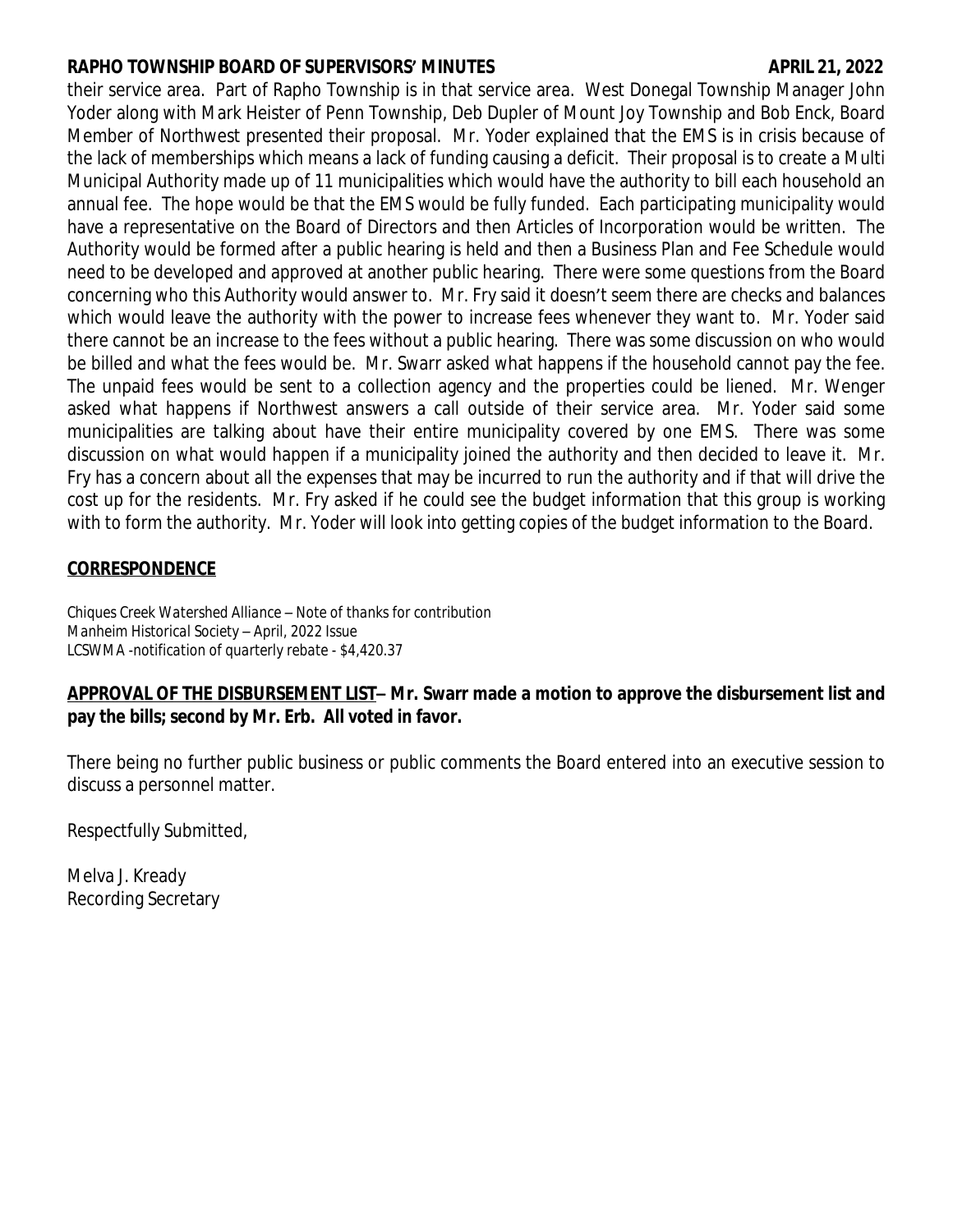their service area. Part of Rapho Township is in that service area. West Donegal Township Manager John Yoder along with Mark Heister of Penn Township, Deb Dupler of Mount Joy Township and Bob Enck, Board Member of Northwest presented their proposal. Mr. Yoder explained that the EMS is in crisis because of the lack of memberships which means a lack of funding causing a deficit. Their proposal is to create a Multi Municipal Authority made up of 11 municipalities which would have the authority to bill each household an annual fee. The hope would be that the EMS would be fully funded. Each participating municipality would have a representative on the Board of Directors and then Articles of Incorporation would be written. The Authority would be formed after a public hearing is held and then a Business Plan and Fee Schedule would need to be developed and approved at another public hearing. There were some questions from the Board concerning who this Authority would answer to. Mr. Fry said it doesn't seem there are checks and balances which would leave the authority with the power to increase fees whenever they want to. Mr. Yoder said there cannot be an increase to the fees without a public hearing. There was some discussion on who would be billed and what the fees would be. Mr. Swarr asked what happens if the household cannot pay the fee. The unpaid fees would be sent to a collection agency and the properties could be liened. Mr. Wenger asked what happens if Northwest answers a call outside of their service area. Mr. Yoder said some municipalities are talking about have their entire municipality covered by one EMS. There was some discussion on what would happen if a municipality joined the authority and then decided to leave it. Mr. Fry has a concern about all the expenses that may be incurred to run the authority and if that will drive the cost up for the residents. Mr. Fry asked if he could see the budget information that this group is working with to form the authority. Mr. Yoder will look into getting copies of the budget information to the Board.

## CORRESPONDENCE

*Chiques Creek Watershed Alliance – Note of thanks for contribution*
*Manheim Historical Society – April, 2022 Issue*
*LCSWMA -notification of quarterly rebate - $4,420.37*

**APPROVAL OF THE DISBURSEMENT LIST– Mr. Swarr made a motion to approve the disbursement list and pay the bills; second by Mr. Erb. All voted in favor.**

There being no further public business or public comments the Board entered into an executive session to discuss a personnel matter.

Respectfully Submitted,

Melva J. Kready
Recording Secretary